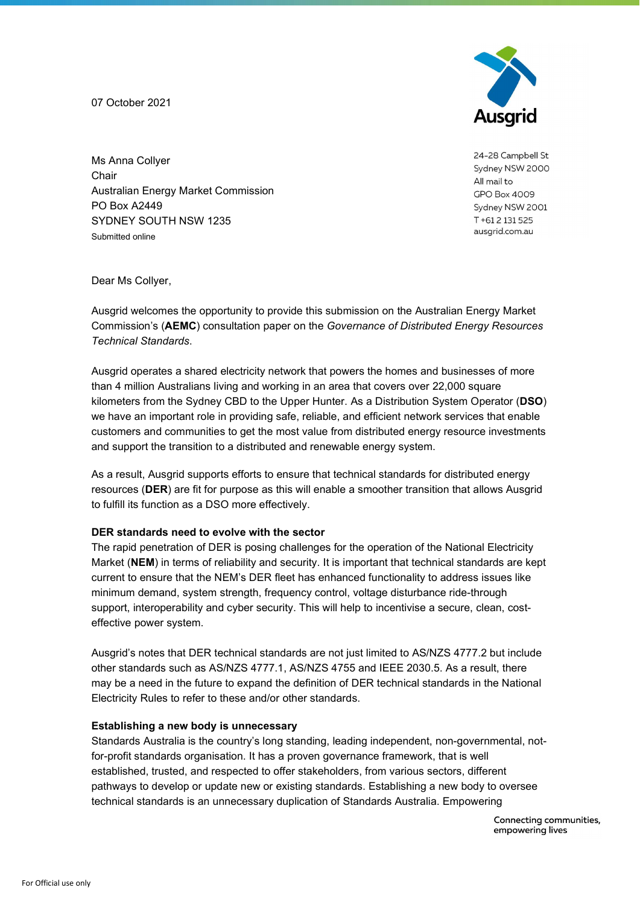07 October 2021

Ausgrid

24-28 Campbell St
Sydney NSW 2000
All mail to
GPO Box 4009
Sydney NSW 2001
T +61 2 131 525
ausgrid.com.au

Ms Anna Collyer
Chair
Australian Energy Market Commission
PO Box A2449
SYDNEY SOUTH NSW 1235
Submitted online

Dear Ms Collyer,

Ausgrid welcomes the opportunity to provide this submission on the Australian Energy Market Commission's (**AEMC**) consultation paper on the *Governance of Distributed Energy Resources Technical Standards*.

Ausgrid operates a shared electricity network that powers the homes and businesses of more than 4 million Australians living and working in an area that covers over 22,000 square kilometers from the Sydney CBD to the Upper Hunter. As a Distribution System Operator (**DSO**) we have an important role in providing safe, reliable, and efficient network services that enable customers and communities to get the most value from distributed energy resource investments and support the transition to a distributed and renewable energy system.

As a result, Ausgrid supports efforts to ensure that technical standards for distributed energy resources (**DER**) are fit for purpose as this will enable a smoother transition that allows Ausgrid to fulfill its function as a DSO more effectively.

**DER standards need to evolve with the sector**

The rapid penetration of DER is posing challenges for the operation of the National Electricity Market (**NEM**) in terms of reliability and security. It is important that technical standards are kept current to ensure that the NEM's DER fleet has enhanced functionality to address issues like minimum demand, system strength, frequency control, voltage disturbance ride-through support, interoperability and cyber security. This will help to incentivise a secure, clean, cost-effective power system.

Ausgrid's notes that DER technical standards are not just limited to AS/NZS 4777.2 but include other standards such as AS/NZS 4777.1, AS/NZS 4755 and IEEE 2030.5. As a result, there may be a need in the future to expand the definition of DER technical standards in the National Electricity Rules to refer to these and/or other standards.

**Establishing a new body is unnecessary**

Standards Australia is the country's long standing, leading independent, non-governmental, not-for-profit standards organisation. It has a proven governance framework, that is well established, trusted, and respected to offer stakeholders, from various sectors, different pathways to develop or update new or existing standards. Establishing a new body to oversee technical standards is an unnecessary duplication of Standards Australia. Empowering

Connecting communities, empowering lives

For Official use only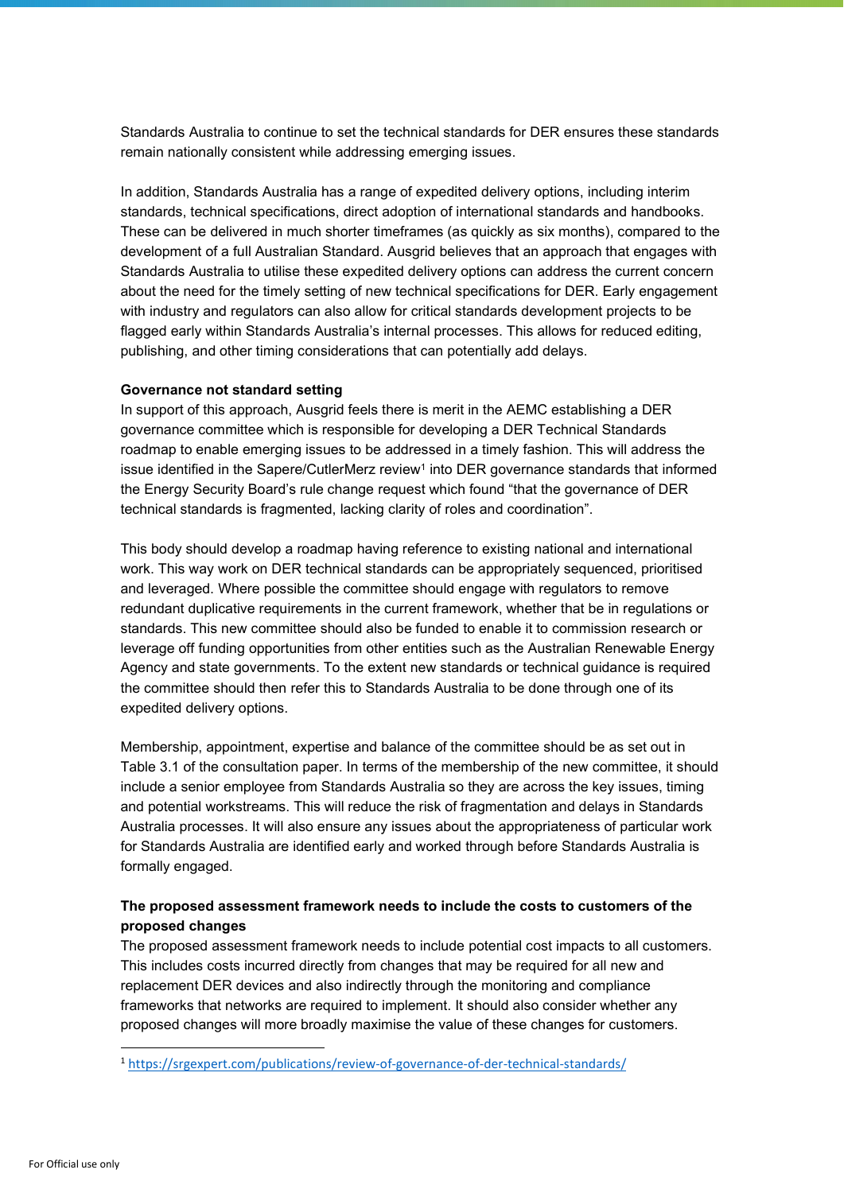Standards Australia to continue to set the technical standards for DER ensures these standards remain nationally consistent while addressing emerging issues.

In addition, Standards Australia has a range of expedited delivery options, including interim standards, technical specifications, direct adoption of international standards and handbooks. These can be delivered in much shorter timeframes (as quickly as six months), compared to the development of a full Australian Standard. Ausgrid believes that an approach that engages with Standards Australia to utilise these expedited delivery options can address the current concern about the need for the timely setting of new technical specifications for DER. Early engagement with industry and regulators can also allow for critical standards development projects to be flagged early within Standards Australia's internal processes. This allows for reduced editing, publishing, and other timing considerations that can potentially add delays.

**Governance not standard setting**

In support of this approach, Ausgrid feels there is merit in the AEMC establishing a DER governance committee which is responsible for developing a DER Technical Standards roadmap to enable emerging issues to be addressed in a timely fashion. This will address the issue identified in the Sapere/CutlerMerz review[1] into DER governance standards that informed the Energy Security Board's rule change request which found "that the governance of DER technical standards is fragmented, lacking clarity of roles and coordination".

This body should develop a roadmap having reference to existing national and international work. This way work on DER technical standards can be appropriately sequenced, prioritised and leveraged. Where possible the committee should engage with regulators to remove redundant duplicative requirements in the current framework, whether that be in regulations or standards. This new committee should also be funded to enable it to commission research or leverage off funding opportunities from other entities such as the Australian Renewable Energy Agency and state governments. To the extent new standards or technical guidance is required the committee should then refer this to Standards Australia to be done through one of its expedited delivery options.

Membership, appointment, expertise and balance of the committee should be as set out in Table 3.1 of the consultation paper. In terms of the membership of the new committee, it should include a senior employee from Standards Australia so they are across the key issues, timing and potential workstreams. This will reduce the risk of fragmentation and delays in Standards Australia processes. It will also ensure any issues about the appropriateness of particular work for Standards Australia are identified early and worked through before Standards Australia is formally engaged.

**The proposed assessment framework needs to include the costs to customers of the proposed changes**

The proposed assessment framework needs to include potential cost impacts to all customers. This includes costs incurred directly from changes that may be required for all new and replacement DER devices and also indirectly through the monitoring and compliance frameworks that networks are required to implement. It should also consider whether any proposed changes will more broadly maximise the value of these changes for customers.

---

[1] https://srgexpert.com/publications/review-of-governance-of-der-technical-standards/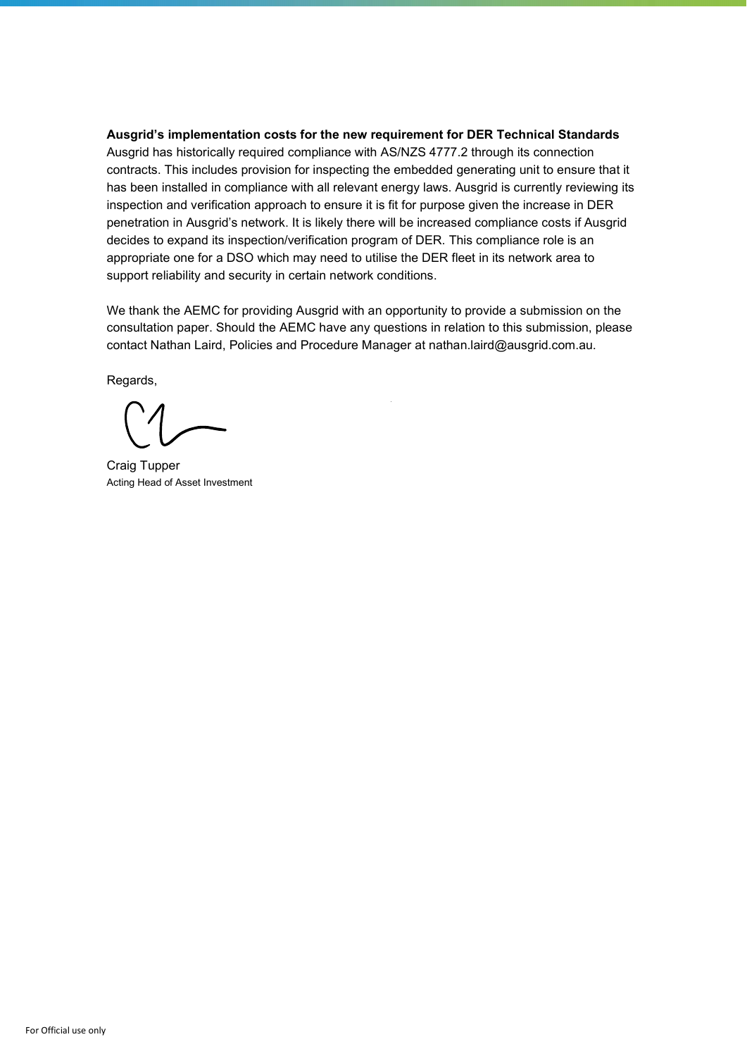**Ausgrid's implementation costs for the new requirement for DER Technical Standards**

Ausgrid has historically required compliance with AS/NZS 4777.2 through its connection contracts. This includes provision for inspecting the embedded generating unit to ensure that it has been installed in compliance with all relevant energy laws. Ausgrid is currently reviewing its inspection and verification approach to ensure it is fit for purpose given the increase in DER penetration in Ausgrid's network. It is likely there will be increased compliance costs if Ausgrid decides to expand its inspection/verification program of DER. This compliance role is an appropriate one for a DSO which may need to utilise the DER fleet in its network area to support reliability and security in certain network conditions.

We thank the AEMC for providing Ausgrid with an opportunity to provide a submission on the consultation paper. Should the AEMC have any questions in relation to this submission, please contact Nathan Laird, Policies and Procedure Manager at nathan.laird@ausgrid.com.au.

Regards,

Craig Tupper
Acting Head of Asset Investment

For Official use only